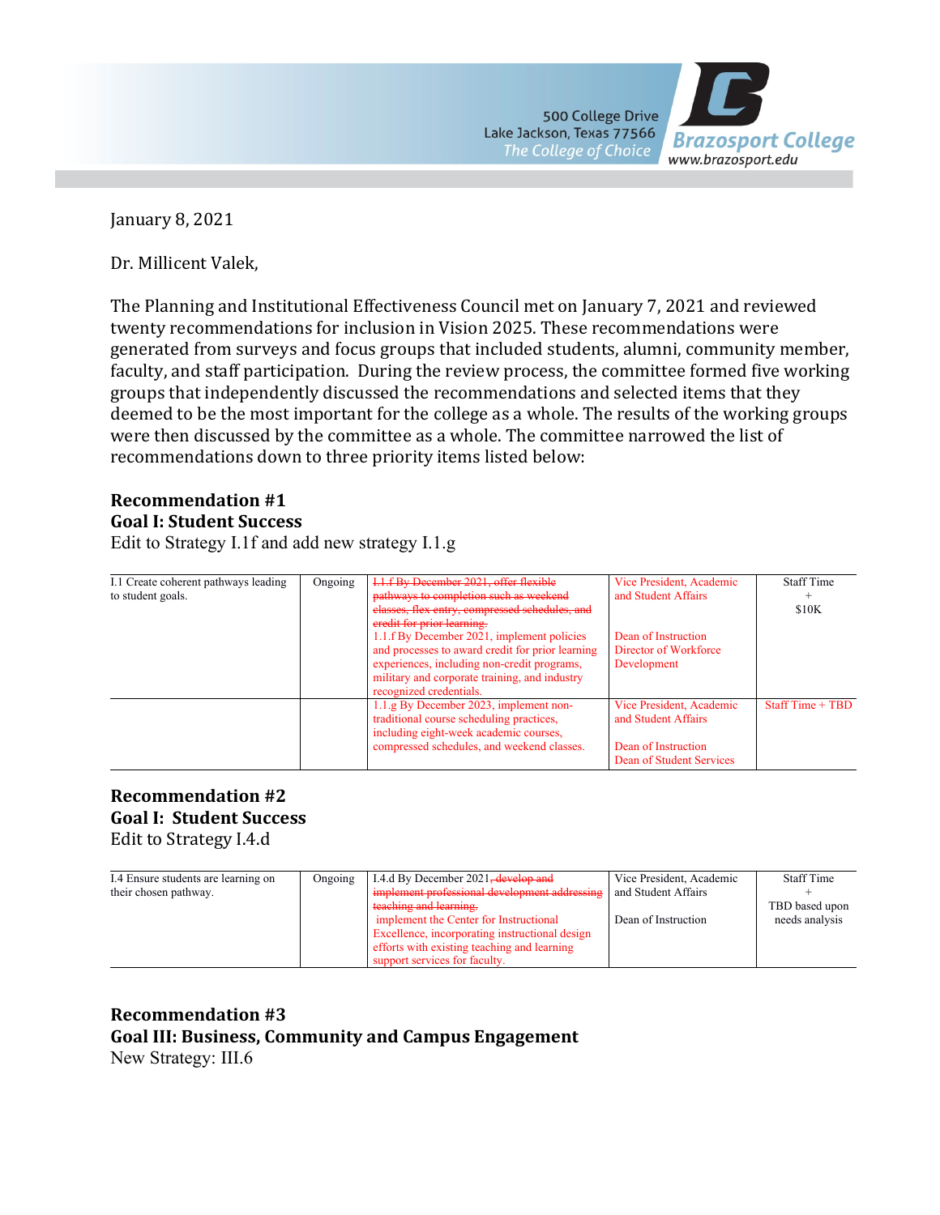500 College Drive
Lake Jackson, Texas 77566
*The College of Choice*

Brazosport College
www.brazosport.edu

January 8, 2021

Dr. Millicent Valek,

The Planning and Institutional Effectiveness Council met on January 7, 2021 and reviewed twenty recommendations for inclusion in Vision 2025. These recommendations were generated from surveys and focus groups that included students, alumni, community member, faculty, and staff participation. During the review process, the committee formed five working groups that independently discussed the recommendations and selected items that they deemed to be the most important for the college as a whole. The results of the working groups were then discussed by the committee as a whole. The committee narrowed the list of recommendations down to three priority items listed below:

**Recommendation #1**
**Goal I: Student Success**
Edit to Strategy I.1f and add new strategy I.1.g

| | | | | |
|---|---|---|---|---|
| I.1 Create coherent pathways leading to student goals. | Ongoing | ~~I.1.f By December 2021, offer flexible pathways to completion such as weekend classes, flex entry, compressed schedules, and credit for prior learning.~~ 1.1.f By December 2021, implement policies and processes to award credit for prior learning experiences, including non-credit programs, military and corporate training, and industry recognized credentials. | Vice President, Academic and Student Affairs<br><br>Dean of Instruction<br>Director of Workforce Development | Staff Time<br>+<br>$10K |
| | | 1.1.g By December 2023, implement non-traditional course scheduling practices, including eight-week academic courses, compressed schedules, and weekend classes. | Vice President, Academic and Student Affairs<br><br>Dean of Instruction<br>Dean of Student Services | Staff Time + TBD |

**Recommendation #2**
**Goal I: Student Success**
Edit to Strategy I.4.d

| | | | | |
|---|---|---|---|---|
| I.4 Ensure students are learning on their chosen pathway. | Ongoing | I.4.d By December 2021~~, develop and implement professional development addressing teaching and learning.~~ implement the Center for Instructional Excellence, incorporating instructional design efforts with existing teaching and learning support services for faculty. | Vice President, Academic and Student Affairs<br><br>Dean of Instruction | Staff Time<br>+<br>TBD based upon needs analysis |

**Recommendation #3**
**Goal III: Business, Community and Campus Engagement**
New Strategy: III.6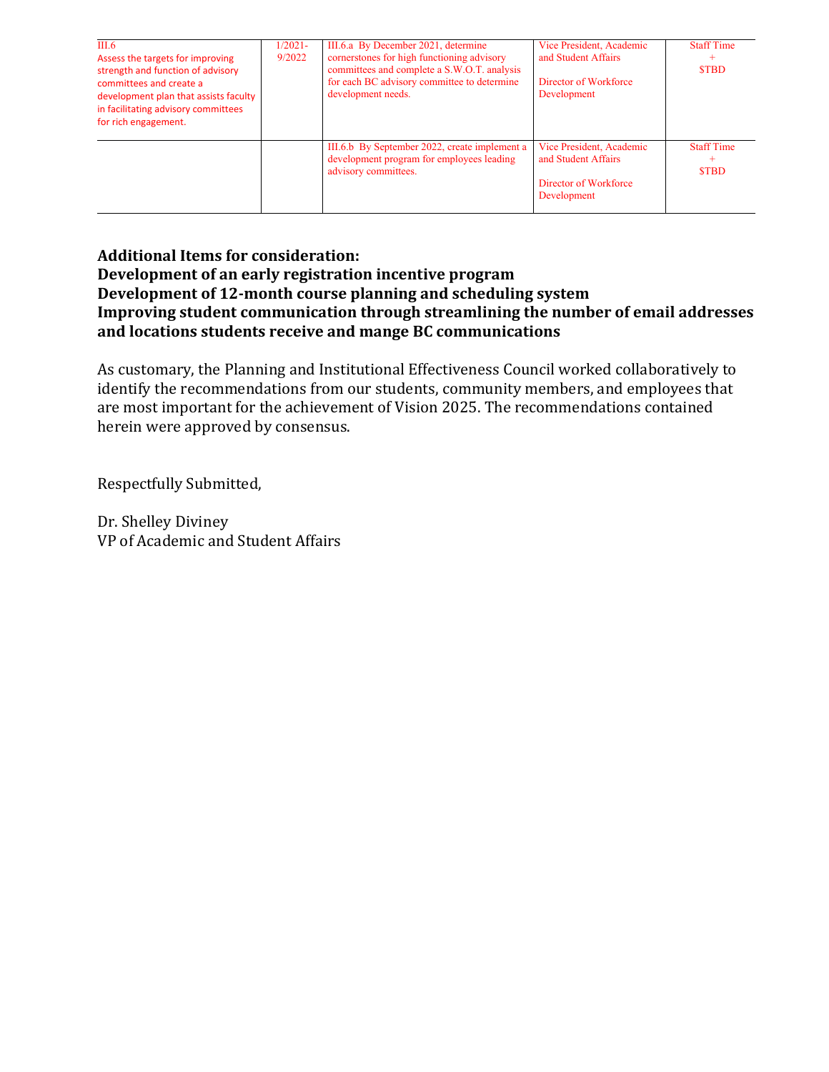| | | | | |
|---|---|---|---|---|
| III.6<br>Assess the targets for improving strength and function of advisory committees and create a development plan that assists faculty in facilitating advisory committees for rich engagement. | 1/2021-9/2022 | III.6.a By December 2021, determine cornerstones for high functioning advisory committees and complete a S.W.O.T. analysis for each BC advisory committee to determine development needs. | Vice President, Academic and Student Affairs<br><br>Director of Workforce Development | Staff Time<br>+<br>$TBD |
| | | III.6.b By September 2022, create implement a development program for employees leading advisory committees. | Vice President, Academic and Student Affairs<br><br>Director of Workforce Development | Staff Time<br>+<br>$TBD |

**Additional Items for consideration:**
**Development of an early registration incentive program**
**Development of 12-month course planning and scheduling system**
**Improving student communication through streamlining the number of email addresses and locations students receive and mange BC communications**

As customary, the Planning and Institutional Effectiveness Council worked collaboratively to identify the recommendations from our students, community members, and employees that are most important for the achievement of Vision 2025. The recommendations contained herein were approved by consensus.

Respectfully Submitted,

Dr. Shelley Diviney
VP of Academic and Student Affairs